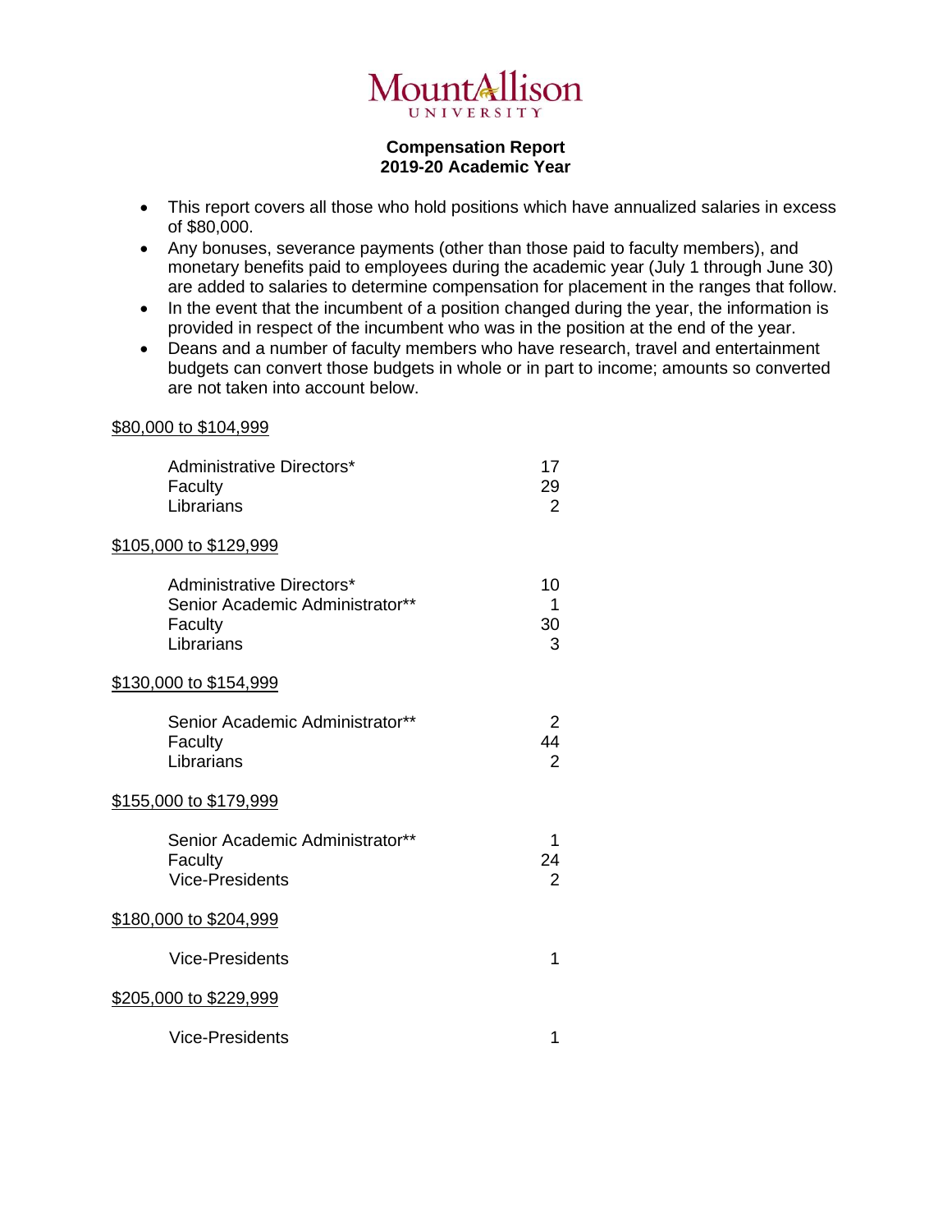Mount Allison University

# Compensation Report
## 2019-20 Academic Year

- This report covers all those who hold positions which have annualized salaries in excess of $80,000.
- Any bonuses, severance payments (other than those paid to faculty members), and monetary benefits paid to employees during the academic year (July 1 through June 30) are added to salaries to determine compensation for placement in the ranges that follow.
- In the event that the incumbent of a position changed during the year, the information is provided in respect of the incumbent who was in the position at the end of the year.
- Deans and a number of faculty members who have research, travel and entertainment budgets can convert those budgets in whole or in part to income; amounts so converted are not taken into account below.

$80,000 to $104,999

| | |
|---|---|
| Administrative Directors* | 17 |
| Faculty | 29 |
| Librarians | 2 |

$105,000 to $129,999

| | |
|---|---|
| Administrative Directors* | 10 |
| Senior Academic Administrator** | 1 |
| Faculty | 30 |
| Librarians | 3 |

$130,000 to $154,999

| | |
|---|---|
| Senior Academic Administrator** | 2 |
| Faculty | 44 |
| Librarians | 2 |

$155,000 to $179,999

| | |
|---|---|
| Senior Academic Administrator** | 1 |
| Faculty | 24 |
| Vice-Presidents | 2 |

$180,000 to $204,999

| | |
|---|---|
| Vice-Presidents | 1 |

$205,000 to $229,999

| | |
|---|---|
| Vice-Presidents | 1 |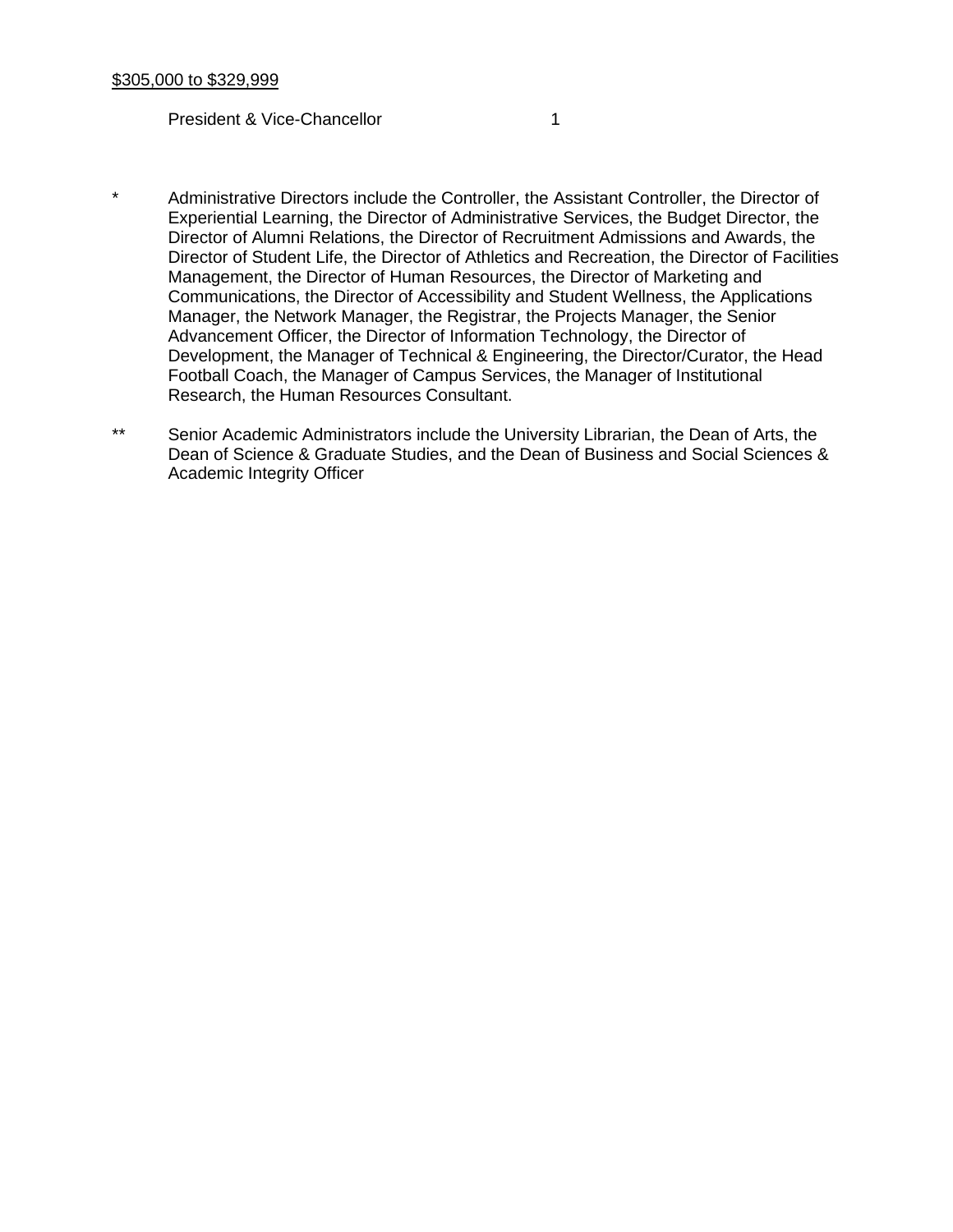<u>$305,000 to $329,999</u>

| | |
|---|---|
| President & Vice-Chancellor | 1 |

\* Administrative Directors include the Controller, the Assistant Controller, the Director of Experiential Learning, the Director of Administrative Services, the Budget Director, the Director of Alumni Relations, the Director of Recruitment Admissions and Awards, the Director of Student Life, the Director of Athletics and Recreation, the Director of Facilities Management, the Director of Human Resources, the Director of Marketing and Communications, the Director of Accessibility and Student Wellness, the Applications Manager, the Network Manager, the Registrar, the Projects Manager, the Senior Advancement Officer, the Director of Information Technology, the Director of Development, the Manager of Technical & Engineering, the Director/Curator, the Head Football Coach, the Manager of Campus Services, the Manager of Institutional Research, the Human Resources Consultant.

\*\* Senior Academic Administrators include the University Librarian, the Dean of Arts, the Dean of Science & Graduate Studies, and the Dean of Business and Social Sciences & Academic Integrity Officer